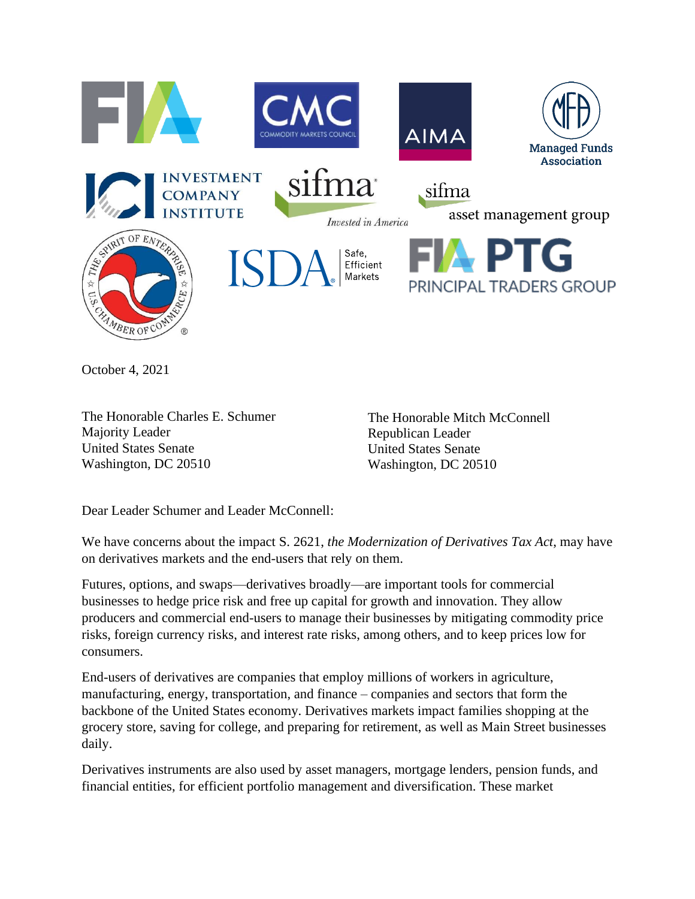October 4, 2021

The Honorable Charles E. Schumer
Majority Leader
United States Senate
Washington, DC 20510

The Honorable Mitch McConnell
Republican Leader
United States Senate
Washington, DC 20510

Dear Leader Schumer and Leader McConnell:

We have concerns about the impact S. 2621, *the Modernization of Derivatives Tax Act*, may have on derivatives markets and the end-users that rely on them.

Futures, options, and swaps—derivatives broadly—are important tools for commercial businesses to hedge price risk and free up capital for growth and innovation. They allow producers and commercial end-users to manage their businesses by mitigating commodity price risks, foreign currency risks, and interest rate risks, among others, and to keep prices low for consumers.

End-users of derivatives are companies that employ millions of workers in agriculture, manufacturing, energy, transportation, and finance – companies and sectors that form the backbone of the United States economy. Derivatives markets impact families shopping at the grocery store, saving for college, and preparing for retirement, as well as Main Street businesses daily.

Derivatives instruments are also used by asset managers, mortgage lenders, pension funds, and financial entities, for efficient portfolio management and diversification. These market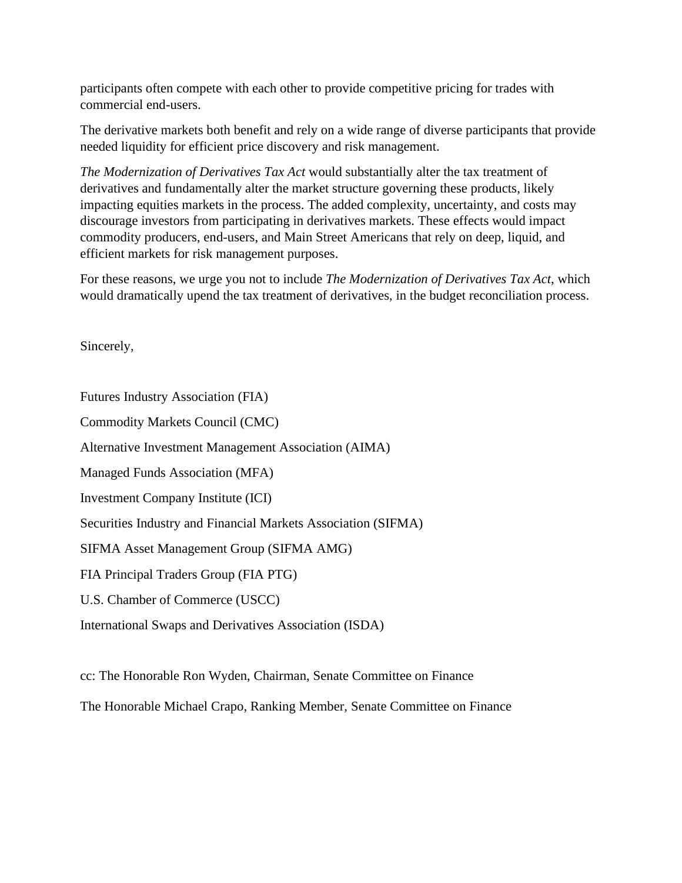participants often compete with each other to provide competitive pricing for trades with commercial end-users.

The derivative markets both benefit and rely on a wide range of diverse participants that provide needed liquidity for efficient price discovery and risk management.

*The Modernization of Derivatives Tax Act* would substantially alter the tax treatment of derivatives and fundamentally alter the market structure governing these products, likely impacting equities markets in the process. The added complexity, uncertainty, and costs may discourage investors from participating in derivatives markets. These effects would impact commodity producers, end-users, and Main Street Americans that rely on deep, liquid, and efficient markets for risk management purposes.

For these reasons, we urge you not to include *The Modernization of Derivatives Tax Act*, which would dramatically upend the tax treatment of derivatives, in the budget reconciliation process.

Sincerely,

Futures Industry Association (FIA)

Commodity Markets Council (CMC)

Alternative Investment Management Association (AIMA)

Managed Funds Association (MFA)

Investment Company Institute (ICI)

Securities Industry and Financial Markets Association (SIFMA)

SIFMA Asset Management Group (SIFMA AMG)

FIA Principal Traders Group (FIA PTG)

U.S. Chamber of Commerce (USCC)

International Swaps and Derivatives Association (ISDA)

cc: The Honorable Ron Wyden, Chairman, Senate Committee on Finance

The Honorable Michael Crapo, Ranking Member, Senate Committee on Finance